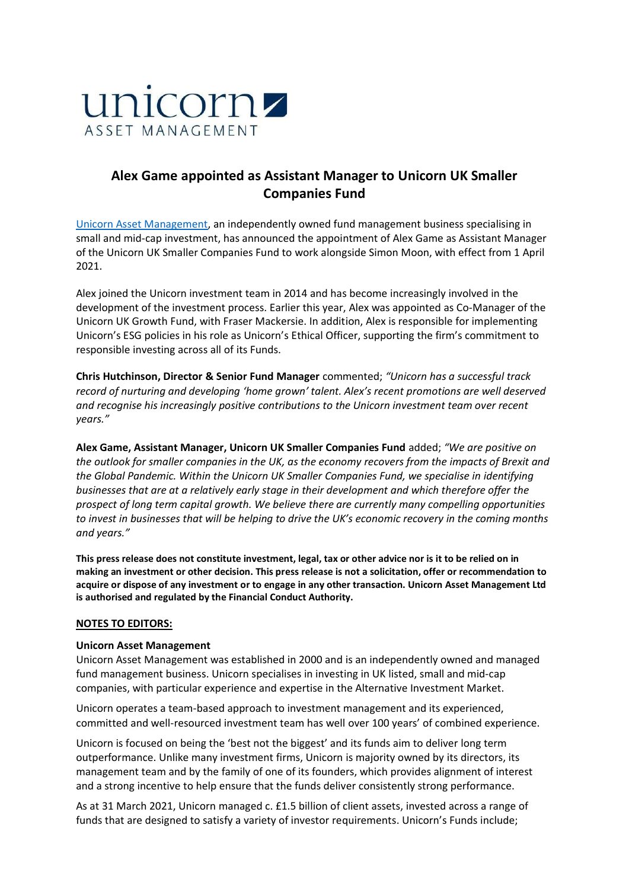unicorn
ASSET MANAGEMENT

# Alex Game appointed as Assistant Manager to Unicorn UK Smaller Companies Fund

Unicorn Asset Management, an independently owned fund management business specialising in small and mid-cap investment, has announced the appointment of Alex Game as Assistant Manager of the Unicorn UK Smaller Companies Fund to work alongside Simon Moon, with effect from 1 April 2021.

Alex joined the Unicorn investment team in 2014 and has become increasingly involved in the development of the investment process. Earlier this year, Alex was appointed as Co-Manager of the Unicorn UK Growth Fund, with Fraser Mackersie. In addition, Alex is responsible for implementing Unicorn's ESG policies in his role as Unicorn's Ethical Officer, supporting the firm's commitment to responsible investing across all of its Funds.

**Chris Hutchinson, Director & Senior Fund Manager** commented; *"Unicorn has a successful track record of nurturing and developing 'home grown' talent. Alex's recent promotions are well deserved and recognise his increasingly positive contributions to the Unicorn investment team over recent years."*

**Alex Game, Assistant Manager, Unicorn UK Smaller Companies Fund** added; *"We are positive on the outlook for smaller companies in the UK, as the economy recovers from the impacts of Brexit and the Global Pandemic. Within the Unicorn UK Smaller Companies Fund, we specialise in identifying businesses that are at a relatively early stage in their development and which therefore offer the prospect of long term capital growth. We believe there are currently many compelling opportunities to invest in businesses that will be helping to drive the UK's economic recovery in the coming months and years."*

**This press release does not constitute investment, legal, tax or other advice nor is it to be relied on in making an investment or other decision. This press release is not a solicitation, offer or recommendation to acquire or dispose of any investment or to engage in any other transaction. Unicorn Asset Management Ltd is authorised and regulated by the Financial Conduct Authority.**

**NOTES TO EDITORS:**

**Unicorn Asset Management**

Unicorn Asset Management was established in 2000 and is an independently owned and managed fund management business. Unicorn specialises in investing in UK listed, small and mid-cap companies, with particular experience and expertise in the Alternative Investment Market.

Unicorn operates a team-based approach to investment management and its experienced, committed and well-resourced investment team has well over 100 years' of combined experience.

Unicorn is focused on being the 'best not the biggest' and its funds aim to deliver long term outperformance. Unlike many investment firms, Unicorn is majority owned by its directors, its management team and by the family of one of its founders, which provides alignment of interest and a strong incentive to help ensure that the funds deliver consistently strong performance.

As at 31 March 2021, Unicorn managed c. £1.5 billion of client assets, invested across a range of funds that are designed to satisfy a variety of investor requirements. Unicorn's Funds include;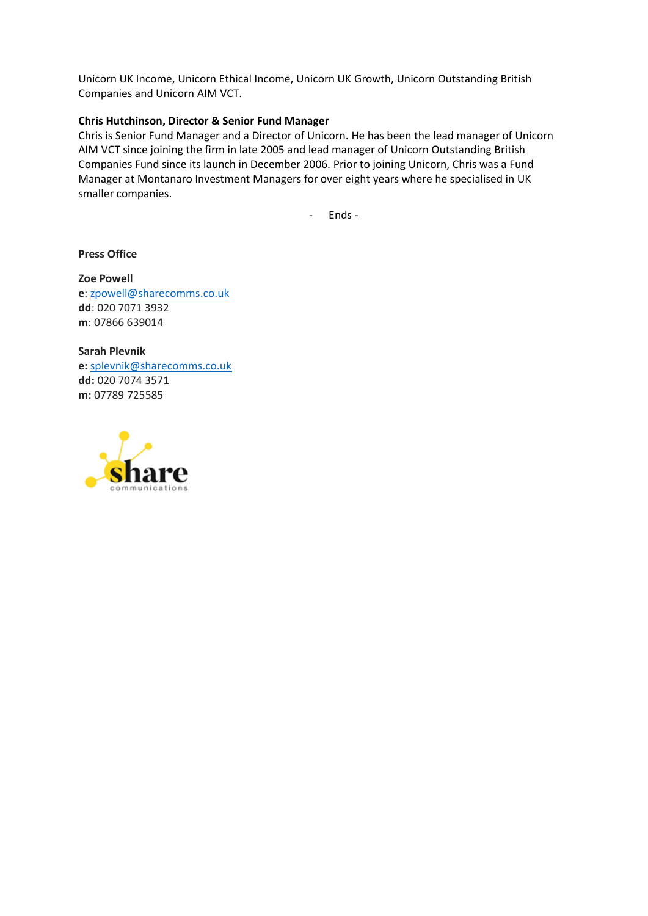Unicorn UK Income, Unicorn Ethical Income, Unicorn UK Growth, Unicorn Outstanding British Companies and Unicorn AIM VCT.

**Chris Hutchinson, Director & Senior Fund Manager**
Chris is Senior Fund Manager and a Director of Unicorn. He has been the lead manager of Unicorn AIM VCT since joining the firm in late 2005 and lead manager of Unicorn Outstanding British Companies Fund since its launch in December 2006. Prior to joining Unicorn, Chris was a Fund Manager at Montanaro Investment Managers for over eight years where he specialised in UK smaller companies.

- Ends -

**Press Office**

**Zoe Powell**
**e**: zpowell@sharecomms.co.uk
**dd**: 020 7071 3932
**m**: 07866 639014

**Sarah Plevnik**
**e:** splevnik@sharecomms.co.uk
**dd:** 020 7074 3571
**m:** 07789 725585

share communications